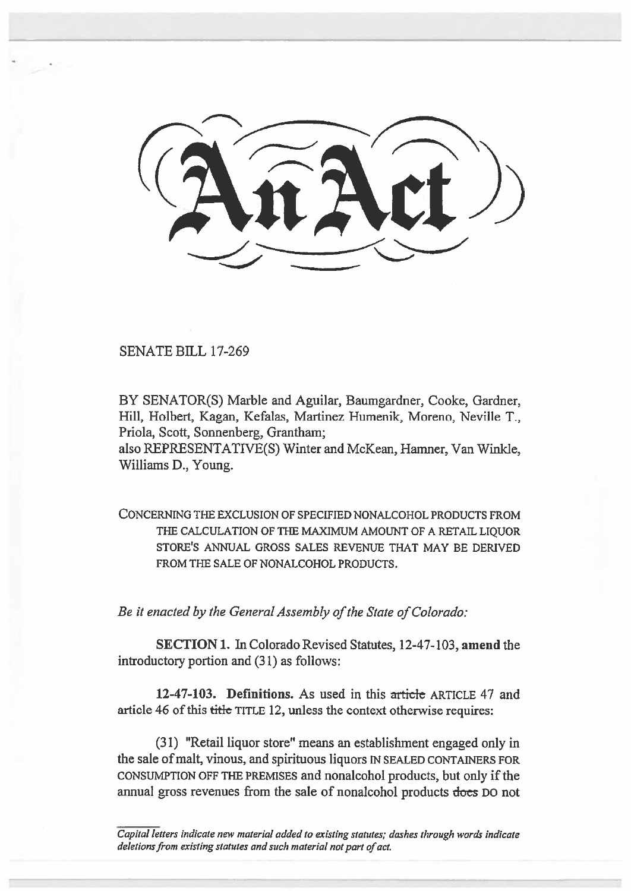# An Act

SENATE BILL 17-269

BY SENATOR(S) Marble and Aguilar, Baumgardner, Cooke, Gardner, Hill, Holbert, Kagan, Kefalas, Martinez Humenik, Moreno, Neville T., Priola, Scott, Sonnenberg, Grantham;
also REPRESENTATIVE(S) Winter and McKean, Hamner, Van Winkle, Williams D., Young.

CONCERNING THE EXCLUSION OF SPECIFIED NONALCOHOL PRODUCTS FROM THE CALCULATION OF THE MAXIMUM AMOUNT OF A RETAIL LIQUOR STORE'S ANNUAL GROSS SALES REVENUE THAT MAY BE DERIVED FROM THE SALE OF NONALCOHOL PRODUCTS.

*Be it enacted by the General Assembly of the State of Colorado:*

**SECTION 1.** In Colorado Revised Statutes, 12-47-103, **amend** the introductory portion and (31) as follows:

**12-47-103. Definitions.** As used in this ~~article~~ ARTICLE 47 and article 46 of this ~~title~~ TITLE 12, unless the context otherwise requires:

(31) "Retail liquor store" means an establishment engaged only in the sale of malt, vinous, and spirituous liquors IN SEALED CONTAINERS FOR CONSUMPTION OFF THE PREMISES and nonalcohol products, but only if the annual gross revenues from the sale of nonalcohol products ~~does~~ DO not

*Capital letters indicate new material added to existing statutes; dashes through words indicate deletions from existing statutes and such material not part of act.*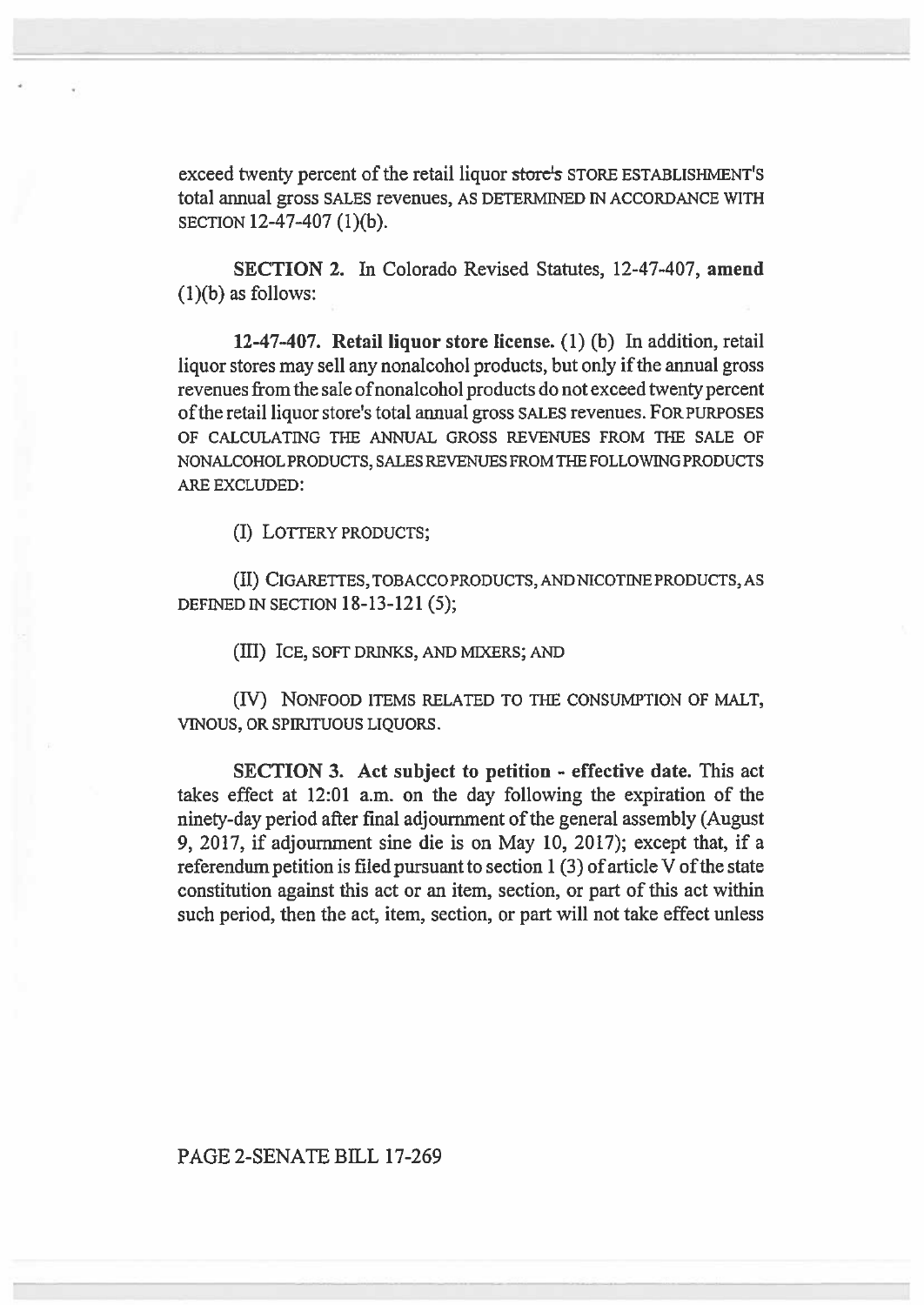exceed twenty percent of the retail liquor ~~store's~~ STORE ESTABLISHMENT'S total annual gross SALES revenues, AS DETERMINED IN ACCORDANCE WITH SECTION 12-47-407 (1)(b).

**SECTION 2.** In Colorado Revised Statutes, 12-47-407, **amend** (1)(b) as follows:

**12-47-407. Retail liquor store license.** (1) (b) In addition, retail liquor stores may sell any nonalcohol products, but only if the annual gross revenues from the sale of nonalcohol products do not exceed twenty percent of the retail liquor store's total annual gross SALES revenues. FOR PURPOSES OF CALCULATING THE ANNUAL GROSS REVENUES FROM THE SALE OF NONALCOHOL PRODUCTS, SALES REVENUES FROM THE FOLLOWING PRODUCTS ARE EXCLUDED:

(I) LOTTERY PRODUCTS;

(II) CIGARETTES, TOBACCO PRODUCTS, AND NICOTINE PRODUCTS, AS DEFINED IN SECTION 18-13-121 (5);

(III) ICE, SOFT DRINKS, AND MIXERS; AND

(IV) NONFOOD ITEMS RELATED TO THE CONSUMPTION OF MALT, VINOUS, OR SPIRITUOUS LIQUORS.

**SECTION 3. Act subject to petition - effective date.** This act takes effect at 12:01 a.m. on the day following the expiration of the ninety-day period after final adjournment of the general assembly (August 9, 2017, if adjournment sine die is on May 10, 2017); except that, if a referendum petition is filed pursuant to section 1 (3) of article V of the state constitution against this act or an item, section, or part of this act within such period, then the act, item, section, or part will not take effect unless

PAGE 2-SENATE BILL 17-269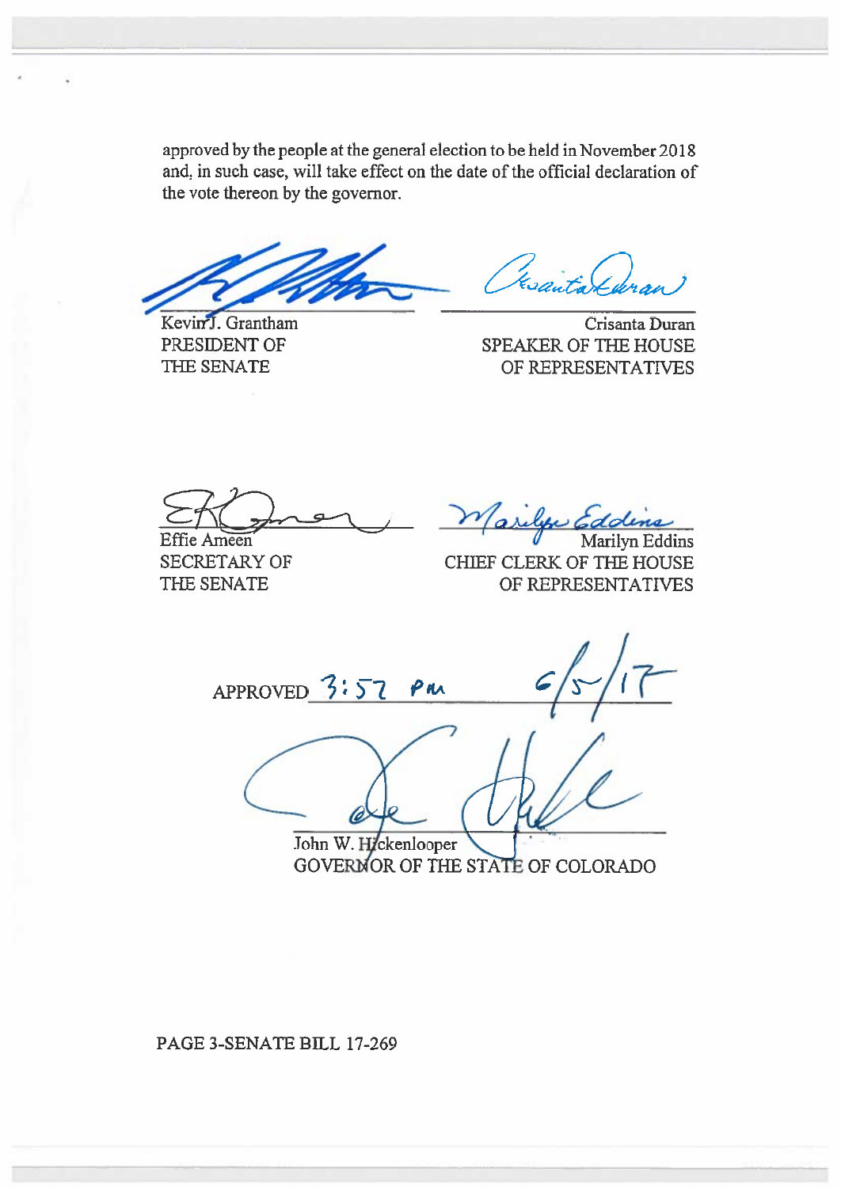approved by the people at the general election to be held in November 2018 and, in such case, will take effect on the date of the official declaration of the vote thereon by the governor.

Kevin J. Grantham
PRESIDENT OF
THE SENATE

Crisanta Duran
SPEAKER OF THE HOUSE
OF REPRESENTATIVES

Effie Ameen
SECRETARY OF
THE SENATE

Marilyn Eddins
CHIEF CLERK OF THE HOUSE
OF REPRESENTATIVES

APPROVED 3:57 PM 6/5/17

John W. Hickenlooper
GOVERNOR OF THE STATE OF COLORADO

PAGE 3-SENATE BILL 17-269